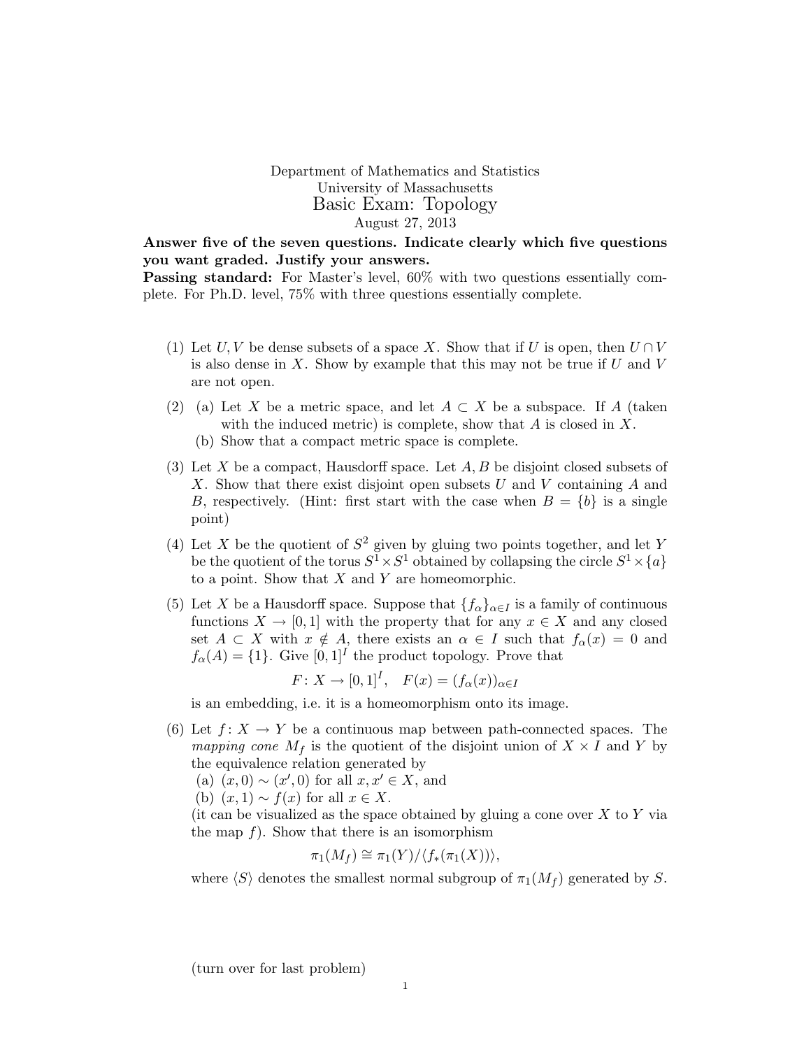Department of Mathematics and Statistics
University of Massachusetts

# Basic Exam: Topology

August 27, 2013

**Answer five of the seven questions. Indicate clearly which five questions you want graded. Justify your answers.**

**Passing standard:** For Master's level, 60% with two questions essentially complete. For Ph.D. level, 75% with three questions essentially complete.

(1) Let $U, V$ be dense subsets of a space $X$. Show that if $U$ is open, then $U \cap V$ is also dense in $X$. Show by example that this may not be true if $U$ and $V$ are not open.

(2) (a) Let $X$ be a metric space, and let $A \subset X$ be a subspace. If $A$ (taken with the induced metric) is complete, show that $A$ is closed in $X$.

(b) Show that a compact metric space is complete.

(3) Let $X$ be a compact, Hausdorff space. Let $A, B$ be disjoint closed subsets of $X$. Show that there exist disjoint open subsets $U$ and $V$ containing $A$ and $B$, respectively. (Hint: first start with the case when $B = \{b\}$ is a single point)

(4) Let $X$ be the quotient of $S^2$ given by gluing two points together, and let $Y$ be the quotient of the torus $S^1 \times S^1$ obtained by collapsing the circle $S^1 \times \{a\}$ to a point. Show that $X$ and $Y$ are homeomorphic.

(5) Let $X$ be a Hausdorff space. Suppose that $\{f_\alpha\}_{\alpha \in I}$ is a family of continuous functions $X \to [0, 1]$ with the property that for any $x \in X$ and any closed set $A \subset X$ with $x \notin A$, there exists an $\alpha \in I$ such that $f_\alpha(x) = 0$ and $f_\alpha(A) = \{1\}$. Give $[0, 1]^I$ the product topology. Prove that

$$F : X \to [0, 1]^I, \quad F(x) = (f_\alpha(x))_{\alpha \in I}$$

is an embedding, i.e. it is a homeomorphism onto its image.

(6) Let $f : X \to Y$ be a continuous map between path-connected spaces. The *mapping cone* $M_f$ is the quotient of the disjoint union of $X \times I$ and $Y$ by the equivalence relation generated by

(a) $(x, 0) \sim (x', 0)$ for all $x, x' \in X$, and

(b) $(x, 1) \sim f(x)$ for all $x \in X$.

(it can be visualized as the space obtained by gluing a cone over $X$ to $Y$ via the map $f$). Show that there is an isomorphism

$$\pi_1(M_f) \cong \pi_1(Y)/\langle f_*(\pi_1(X)) \rangle,$$

where $\langle S \rangle$ denotes the smallest normal subgroup of $\pi_1(M_f)$ generated by $S$.

(turn over for last problem)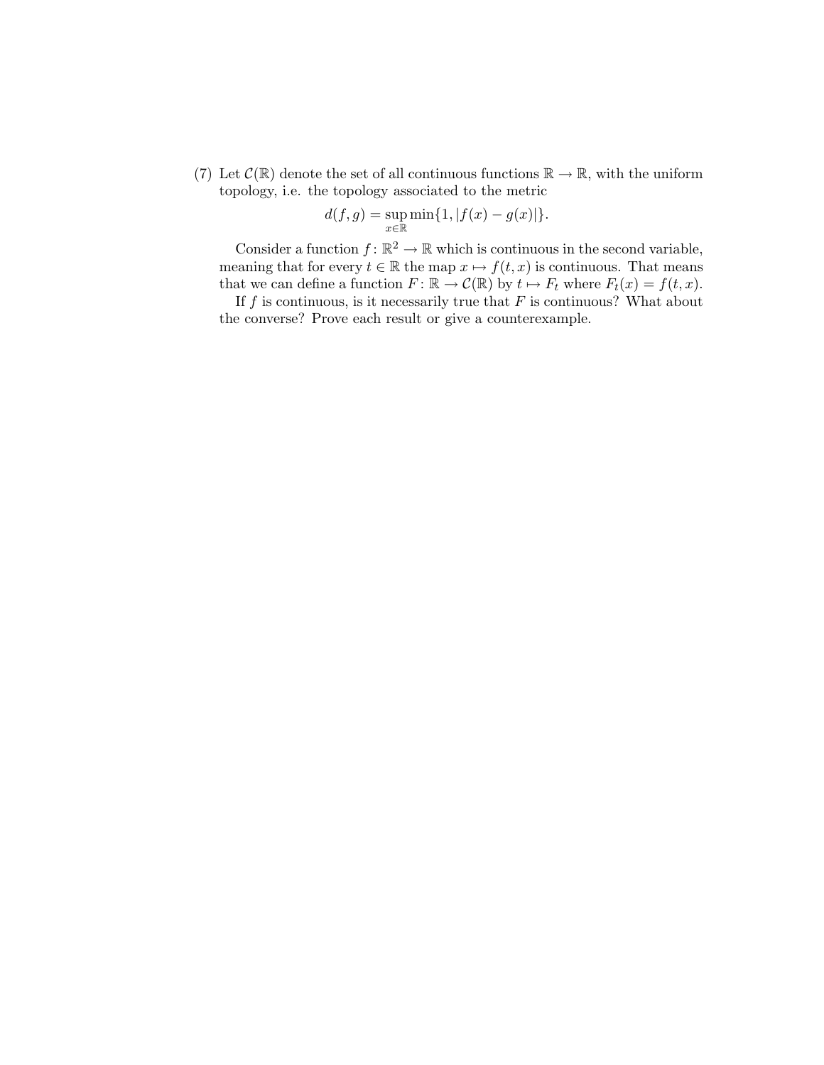(7) Let $\mathcal{C}(\mathbb{R})$ denote the set of all continuous functions $\mathbb{R} \to \mathbb{R}$, with the uniform topology, i.e. the topology associated to the metric

$$d(f, g) = \sup_{x \in \mathbb{R}} \min\{1, |f(x) - g(x)|\}.$$

Consider a function $f \colon \mathbb{R}^2 \to \mathbb{R}$ which is continuous in the second variable, meaning that for every $t \in \mathbb{R}$ the map $x \mapsto f(t, x)$ is continuous. That means that we can define a function $F \colon \mathbb{R} \to \mathcal{C}(\mathbb{R})$ by $t \mapsto F_t$ where $F_t(x) = f(t, x)$.

If $f$ is continuous, is it necessarily true that $F$ is continuous? What about the converse? Prove each result or give a counterexample.